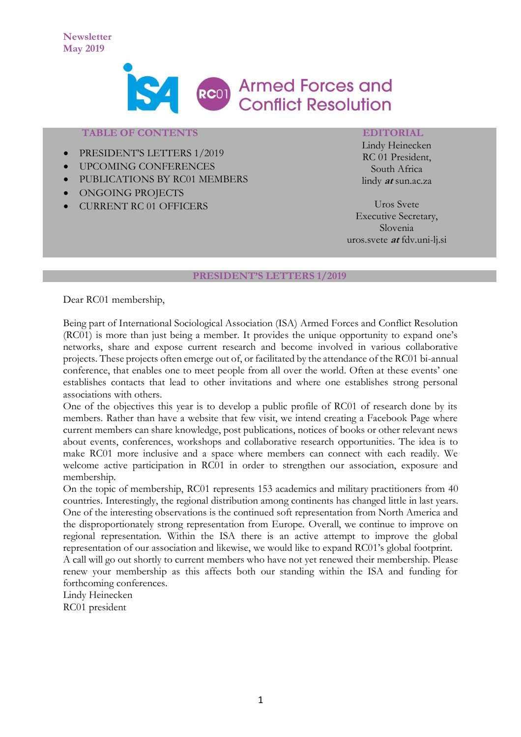Newsletter
May 2019

ISA RC01 Armed Forces and Conflict Resolution

**TABLE OF CONTENTS**

- PRESIDENT'S LETTERS 1/2019
- UPCOMING CONFERENCES
- PUBLICATIONS BY RC01 MEMBERS
- ONGOING PROJECTS
- CURRENT RC 01 OFFICERS

**EDITORIAL**

Lindy Heinecken
RC 01 President,
South Africa
lindy ***at*** sun.ac.za

Uros Svete
Executive Secretary,
Slovenia
uros.svete ***at*** fdv.uni-lj.si

## PRESIDENT'S LETTERS 1/2019

Dear RC01 membership,

Being part of International Sociological Association (ISA) Armed Forces and Conflict Resolution (RC01) is more than just being a member. It provides the unique opportunity to expand one's networks, share and expose current research and become involved in various collaborative projects. These projects often emerge out of, or facilitated by the attendance of the RC01 bi-annual conference, that enables one to meet people from all over the world. Often at these events' one establishes contacts that lead to other invitations and where one establishes strong personal associations with others.

One of the objectives this year is to develop a public profile of RC01 of research done by its members. Rather than have a website that few visit, we intend creating a Facebook Page where current members can share knowledge, post publications, notices of books or other relevant news about events, conferences, workshops and collaborative research opportunities. The idea is to make RC01 more inclusive and a space where members can connect with each readily. We welcome active participation in RC01 in order to strengthen our association, exposure and membership.

On the topic of membership, RC01 represents 153 academics and military practitioners from 40 countries. Interestingly, the regional distribution among continents has changed little in last years. One of the interesting observations is the continued soft representation from North America and the disproportionately strong representation from Europe. Overall, we continue to improve on regional representation. Within the ISA there is an active attempt to improve the global representation of our association and likewise, we would like to expand RC01's global footprint.

A call will go out shortly to current members who have not yet renewed their membership. Please renew your membership as this affects both our standing within the ISA and funding for forthcoming conferences.

Lindy Heinecken
RC01 president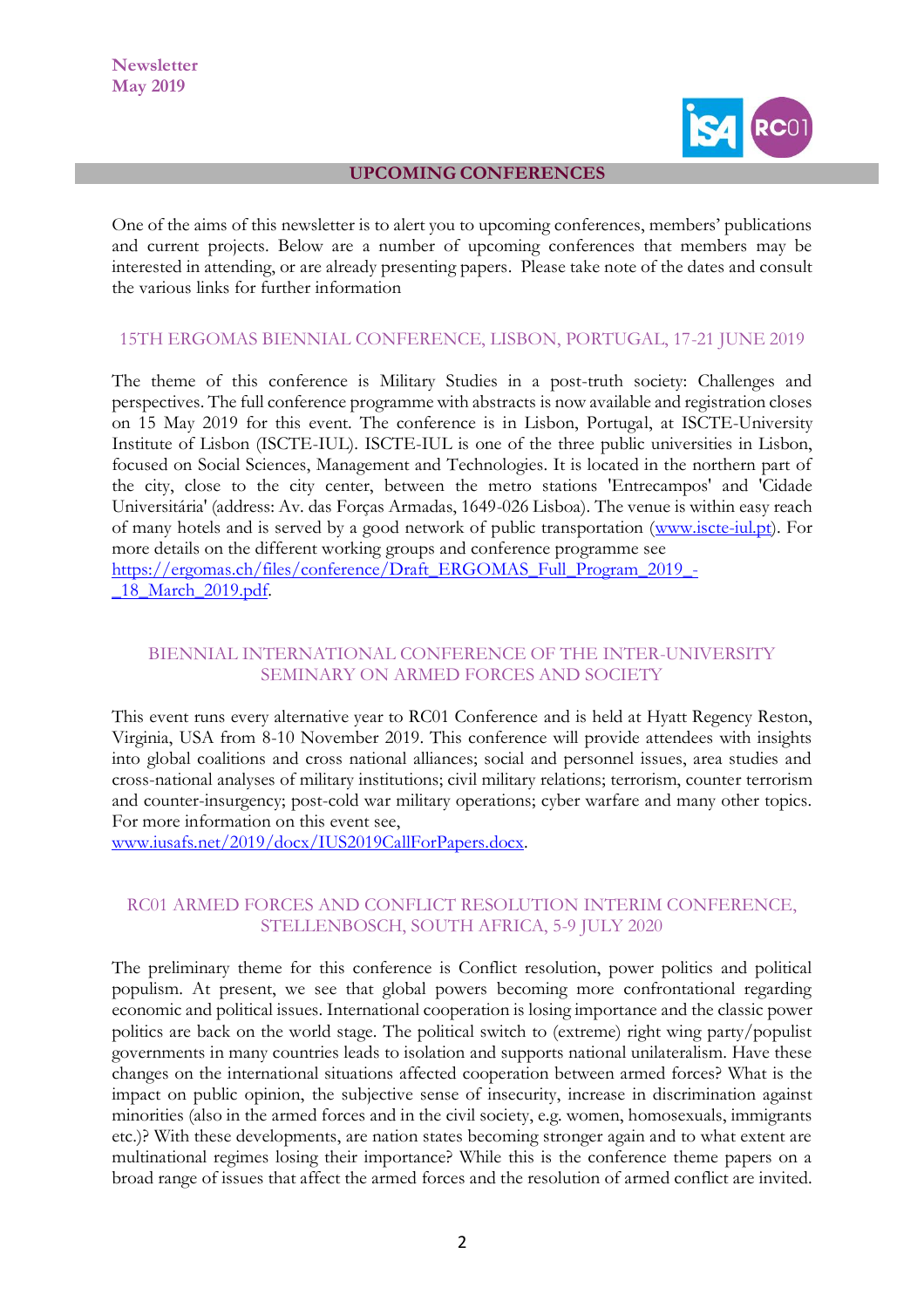## UPCOMING CONFERENCES

One of the aims of this newsletter is to alert you to upcoming conferences, members' publications and current projects. Below are a number of upcoming conferences that members may be interested in attending, or are already presenting papers. Please take note of the dates and consult the various links for further information

### 15TH ERGOMAS BIENNIAL CONFERENCE, LISBON, PORTUGAL, 17-21 JUNE 2019

The theme of this conference is Military Studies in a post-truth society: Challenges and perspectives. The full conference programme with abstracts is now available and registration closes on 15 May 2019 for this event. The conference is in Lisbon, Portugal, at ISCTE-University Institute of Lisbon (ISCTE-IUL). ISCTE-IUL is one of the three public universities in Lisbon, focused on Social Sciences, Management and Technologies. It is located in the northern part of the city, close to the city center, between the metro stations 'Entrecampos' and 'Cidade Universitária' (address: Av. das Forças Armadas, 1649-026 Lisboa). The venue is within easy reach of many hotels and is served by a good network of public transportation (www.iscte-iul.pt). For more details on the different working groups and conference programme see https://ergomas.ch/files/conference/Draft_ERGOMAS_Full_Program_2019_-_18_March_2019.pdf.

### BIENNIAL INTERNATIONAL CONFERENCE OF THE INTER-UNIVERSITY SEMINARY ON ARMED FORCES AND SOCIETY

This event runs every alternative year to RC01 Conference and is held at Hyatt Regency Reston, Virginia, USA from 8-10 November 2019. This conference will provide attendees with insights into global coalitions and cross national alliances; social and personnel issues, area studies and cross-national analyses of military institutions; civil military relations; terrorism, counter terrorism and counter-insurgency; post-cold war military operations; cyber warfare and many other topics. For more information on this event see, www.iusafs.net/2019/docx/IUS2019CallForPapers.docx.

### RC01 ARMED FORCES AND CONFLICT RESOLUTION INTERIM CONFERENCE, STELLENBOSCH, SOUTH AFRICA, 5-9 JULY 2020

The preliminary theme for this conference is Conflict resolution, power politics and political populism. At present, we see that global powers becoming more confrontational regarding economic and political issues. International cooperation is losing importance and the classic power politics are back on the world stage. The political switch to (extreme) right wing party/populist governments in many countries leads to isolation and supports national unilateralism. Have these changes on the international situations affected cooperation between armed forces? What is the impact on public opinion, the subjective sense of insecurity, increase in discrimination against minorities (also in the armed forces and in the civil society, e.g. women, homosexuals, immigrants etc.)? With these developments, are nation states becoming stronger again and to what extent are multinational regimes losing their importance? While this is the conference theme papers on a broad range of issues that affect the armed forces and the resolution of armed conflict are invited.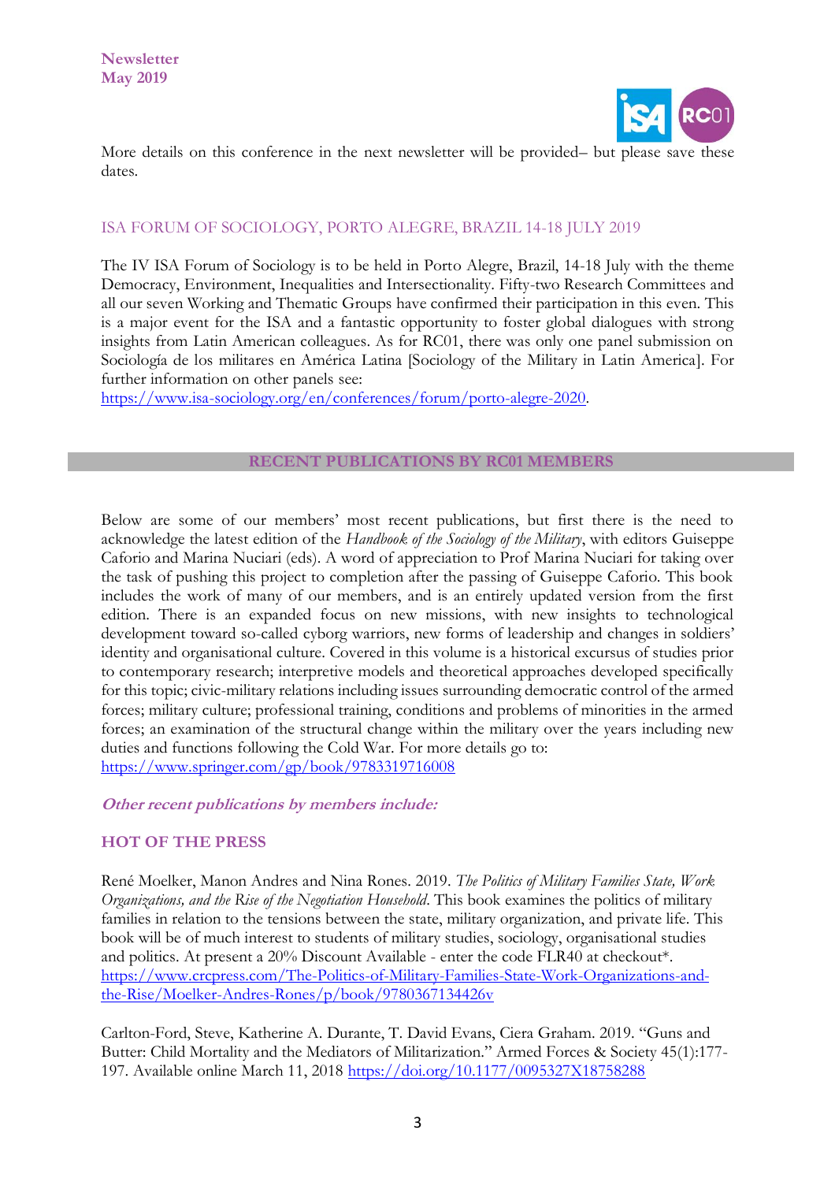More details on this conference in the next newsletter will be provided– but please save these dates.

## ISA FORUM OF SOCIOLOGY, PORTO ALEGRE, BRAZIL 14-18 JULY 2019

The IV ISA Forum of Sociology is to be held in Porto Alegre, Brazil, 14-18 July with the theme Democracy, Environment, Inequalities and Intersectionality. Fifty-two Research Committees and all our seven Working and Thematic Groups have confirmed their participation in this even. This is a major event for the ISA and a fantastic opportunity to foster global dialogues with strong insights from Latin American colleagues. As for RC01, there was only one panel submission on Sociología de los militares en América Latina [Sociology of the Military in Latin America]. For further information on other panels see: https://www.isa-sociology.org/en/conferences/forum/porto-alegre-2020.

## RECENT PUBLICATIONS BY RC01 MEMBERS

Below are some of our members' most recent publications, but first there is the need to acknowledge the latest edition of the *Handbook of the Sociology of the Military*, with editors Guiseppe Caforio and Marina Nuciari (eds). A word of appreciation to Prof Marina Nuciari for taking over the task of pushing this project to completion after the passing of Guiseppe Caforio. This book includes the work of many of our members, and is an entirely updated version from the first edition. There is an expanded focus on new missions, with new insights to technological development toward so-called cyborg warriors, new forms of leadership and changes in soldiers' identity and organisational culture. Covered in this volume is a historical excursus of studies prior to contemporary research; interpretive models and theoretical approaches developed specifically for this topic; civic-military relations including issues surrounding democratic control of the armed forces; military culture; professional training, conditions and problems of minorities in the armed forces; an examination of the structural change within the military over the years including new duties and functions following the Cold War. For more details go to: https://www.springer.com/gp/book/9783319716008

***Other recent publications by members include:***

### HOT OF THE PRESS

René Moelker, Manon Andres and Nina Rones. 2019. *The Politics of Military Families State, Work Organizations, and the Rise of the Negotiation Household*. This book examines the politics of military families in relation to the tensions between the state, military organization, and private life. This book will be of much interest to students of military studies, sociology, organisational studies and politics. At present a 20% Discount Available - enter the code FLR40 at checkout*. https://www.crcpress.com/The-Politics-of-Military-Families-State-Work-Organizations-and-the-Rise/Moelker-Andres-Rones/p/book/9780367134426v

Carlton-Ford, Steve, Katherine A. Durante, T. David Evans, Ciera Graham. 2019. "Guns and Butter: Child Mortality and the Mediators of Militarization." Armed Forces & Society 45(1):177-197. Available online March 11, 2018 https://doi.org/10.1177/0095327X18758288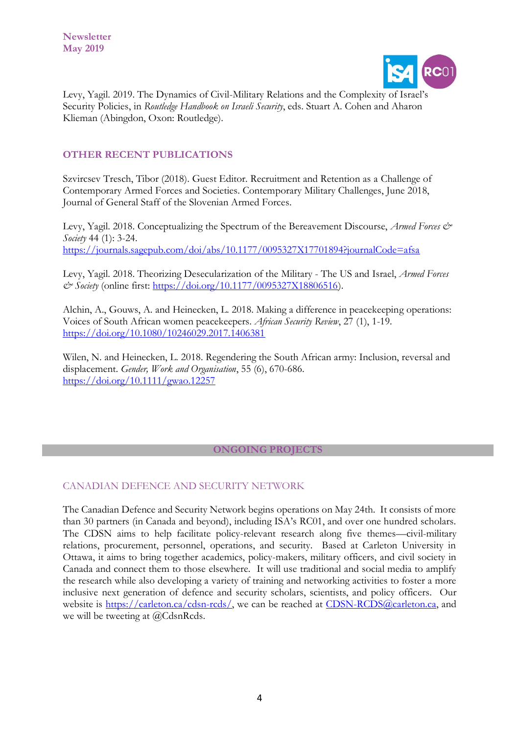Levy, Yagil. 2019. The Dynamics of Civil-Military Relations and the Complexity of Israel's Security Policies, in *Routledge Handbook on Israeli Security*, eds. Stuart A. Cohen and Aharon Klieman (Abingdon, Oxon: Routledge).

## OTHER RECENT PUBLICATIONS

Szvircsev Tresch, Tibor (2018). Guest Editor. Recruitment and Retention as a Challenge of Contemporary Armed Forces and Societies. Contemporary Military Challenges, June 2018, Journal of General Staff of the Slovenian Armed Forces.

Levy, Yagil. 2018. Conceptualizing the Spectrum of the Bereavement Discourse, *Armed Forces & Society* 44 (1): 3-24.
https://journals.sagepub.com/doi/abs/10.1177/0095327X17701894?journalCode=afsa

Levy, Yagil. 2018. Theorizing Desecularization of the Military - The US and Israel, *Armed Forces & Society* (online first: https://doi.org/10.1177/0095327X18806516).

Alchin, A., Gouws, A. and Heinecken, L. 2018. Making a difference in peacekeeping operations: Voices of South African women peacekeepers. *African Security Review*, 27 (1), 1-19.
https://doi.org/10.1080/10246029.2017.1406381

Wilen, N. and Heinecken, L. 2018. Regendering the South African army: Inclusion, reversal and displacement. *Gender, Work and Organisation*, 55 (6), 670-686.
https://doi.org/10.1111/gwao.12257

## ONGOING PROJECTS

### CANADIAN DEFENCE AND SECURITY NETWORK

The Canadian Defence and Security Network begins operations on May 24th. It consists of more than 30 partners (in Canada and beyond), including ISA's RC01, and over one hundred scholars. The CDSN aims to help facilitate policy-relevant research along five themes—civil-military relations, procurement, personnel, operations, and security. Based at Carleton University in Ottawa, it aims to bring together academics, policy-makers, military officers, and civil society in Canada and connect them to those elsewhere. It will use traditional and social media to amplify the research while also developing a variety of training and networking activities to foster a more inclusive next generation of defence and security scholars, scientists, and policy officers. Our website is https://carleton.ca/cdsn-rcds/, we can be reached at CDSN-RCDS@carleton.ca, and we will be tweeting at @CdsnRcds.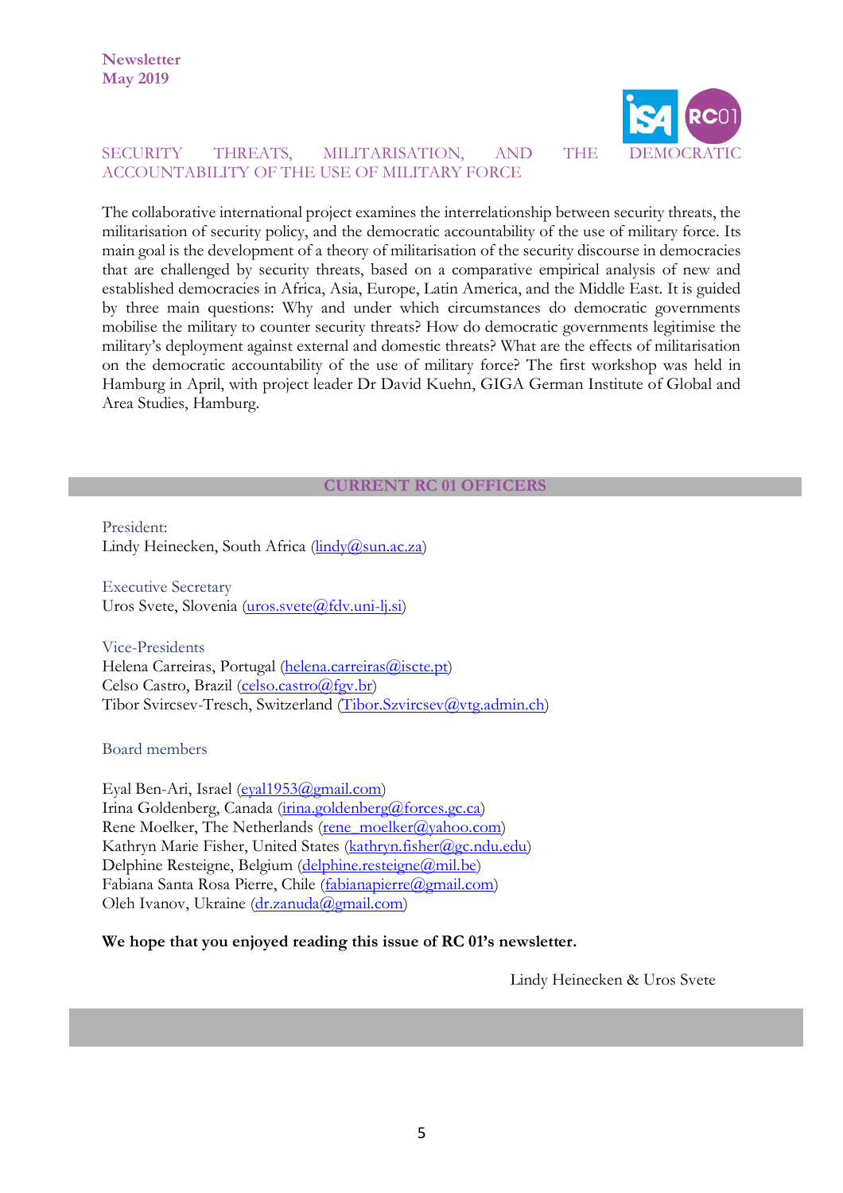Newsletter
May 2019

## SECURITY THREATS, MILITARISATION, AND THE DEMOCRATIC ACCOUNTABILITY OF THE USE OF MILITARY FORCE

The collaborative international project examines the interrelationship between security threats, the militarisation of security policy, and the democratic accountability of the use of military force. Its main goal is the development of a theory of militarisation of the security discourse in democracies that are challenged by security threats, based on a comparative empirical analysis of new and established democracies in Africa, Asia, Europe, Latin America, and the Middle East. It is guided by three main questions: Why and under which circumstances do democratic governments mobilise the military to counter security threats? How do democratic governments legitimise the military's deployment against external and domestic threats? What are the effects of militarisation on the democratic accountability of the use of military force? The first workshop was held in Hamburg in April, with project leader Dr David Kuehn, GIGA German Institute of Global and Area Studies, Hamburg.

## CURRENT RC 01 OFFICERS

President:
Lindy Heinecken, South Africa (lindy@sun.ac.za)

Executive Secretary
Uros Svete, Slovenia (uros.svete@fdv.uni-lj.si)

Vice-Presidents
Helena Carreiras, Portugal (helena.carreiras@iscte.pt)
Celso Castro, Brazil (celso.castro@fgv.br)
Tibor Svircsev-Tresch, Switzerland (Tibor.Szvircsev@vtg.admin.ch)

Board members

Eyal Ben-Ari, Israel (eyal1953@gmail.com)
Irina Goldenberg, Canada (irina.goldenberg@forces.gc.ca)
Rene Moelker, The Netherlands (rene_moelker@yahoo.com)
Kathryn Marie Fisher, United States (kathryn.fisher@gc.ndu.edu)
Delphine Resteigne, Belgium (delphine.resteigne@mil.be)
Fabiana Santa Rosa Pierre, Chile (fabianapierre@gmail.com)
Oleh Ivanov, Ukraine (dr.zanuda@gmail.com)

**We hope that you enjoyed reading this issue of RC 01's newsletter.**

Lindy Heinecken & Uros Svete